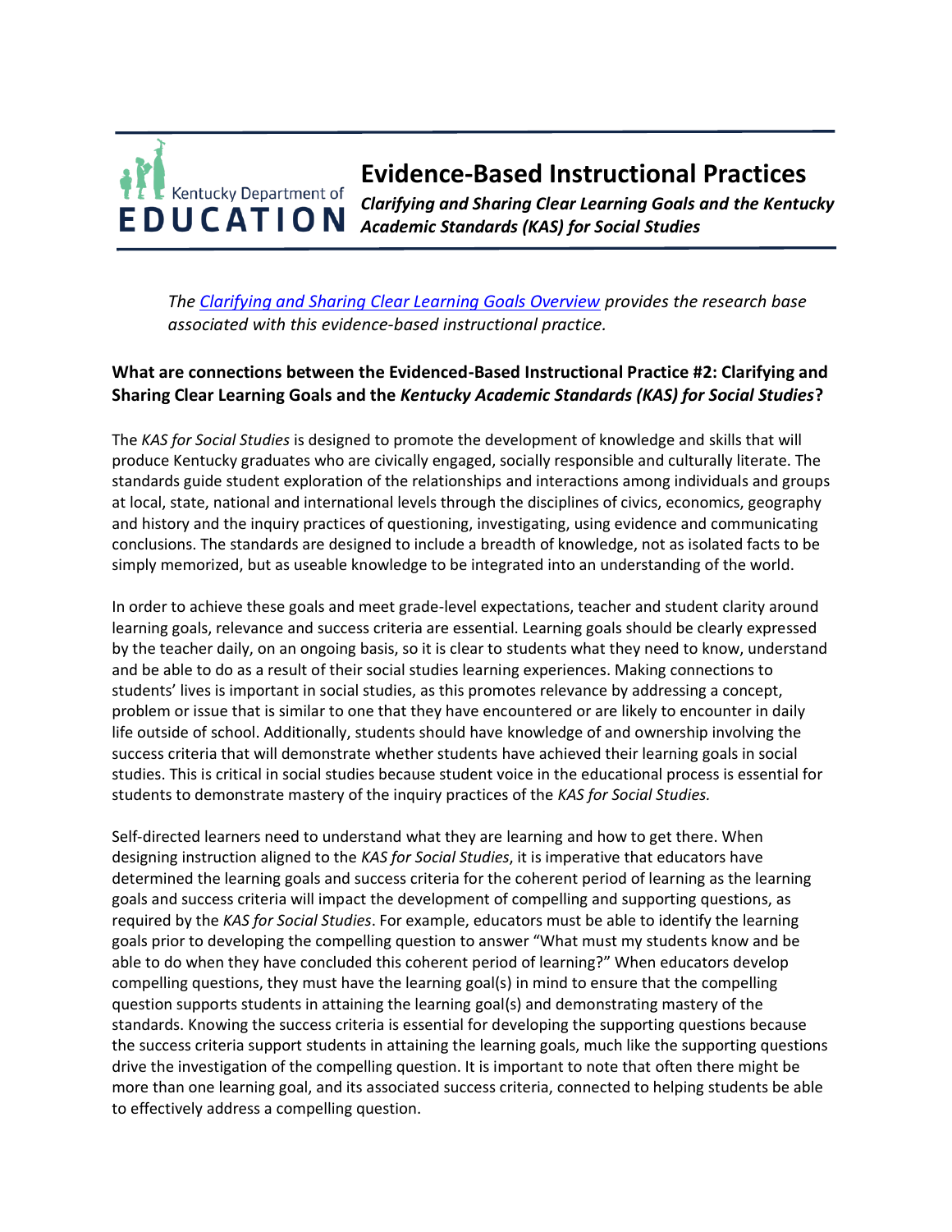# Evidence-Based Instructional Practices

***Clarifying and Sharing Clear Learning Goals and the Kentucky Academic Standards (KAS) for Social Studies***

*The [Clarifying and Sharing Clear Learning Goals Overview]() provides the research base associated with this evidence-based instructional practice.*

## What are connections between the Evidenced-Based Instructional Practice #2: Clarifying and Sharing Clear Learning Goals and the *Kentucky Academic Standards (KAS) for Social Studies*?

The *KAS for Social Studies* is designed to promote the development of knowledge and skills that will produce Kentucky graduates who are civically engaged, socially responsible and culturally literate. The standards guide student exploration of the relationships and interactions among individuals and groups at local, state, national and international levels through the disciplines of civics, economics, geography and history and the inquiry practices of questioning, investigating, using evidence and communicating conclusions. The standards are designed to include a breadth of knowledge, not as isolated facts to be simply memorized, but as useable knowledge to be integrated into an understanding of the world.

In order to achieve these goals and meet grade-level expectations, teacher and student clarity around learning goals, relevance and success criteria are essential. Learning goals should be clearly expressed by the teacher daily, on an ongoing basis, so it is clear to students what they need to know, understand and be able to do as a result of their social studies learning experiences. Making connections to students' lives is important in social studies, as this promotes relevance by addressing a concept, problem or issue that is similar to one that they have encountered or are likely to encounter in daily life outside of school. Additionally, students should have knowledge of and ownership involving the success criteria that will demonstrate whether students have achieved their learning goals in social studies. This is critical in social studies because student voice in the educational process is essential for students to demonstrate mastery of the inquiry practices of the *KAS for Social Studies.*

Self-directed learners need to understand what they are learning and how to get there. When designing instruction aligned to the *KAS for Social Studies*, it is imperative that educators have determined the learning goals and success criteria for the coherent period of learning as the learning goals and success criteria will impact the development of compelling and supporting questions, as required by the *KAS for Social Studies*. For example, educators must be able to identify the learning goals prior to developing the compelling question to answer "What must my students know and be able to do when they have concluded this coherent period of learning?" When educators develop compelling questions, they must have the learning goal(s) in mind to ensure that the compelling question supports students in attaining the learning goal(s) and demonstrating mastery of the standards. Knowing the success criteria is essential for developing the supporting questions because the success criteria support students in attaining the learning goals, much like the supporting questions drive the investigation of the compelling question. It is important to note that often there might be more than one learning goal, and its associated success criteria, connected to helping students be able to effectively address a compelling question.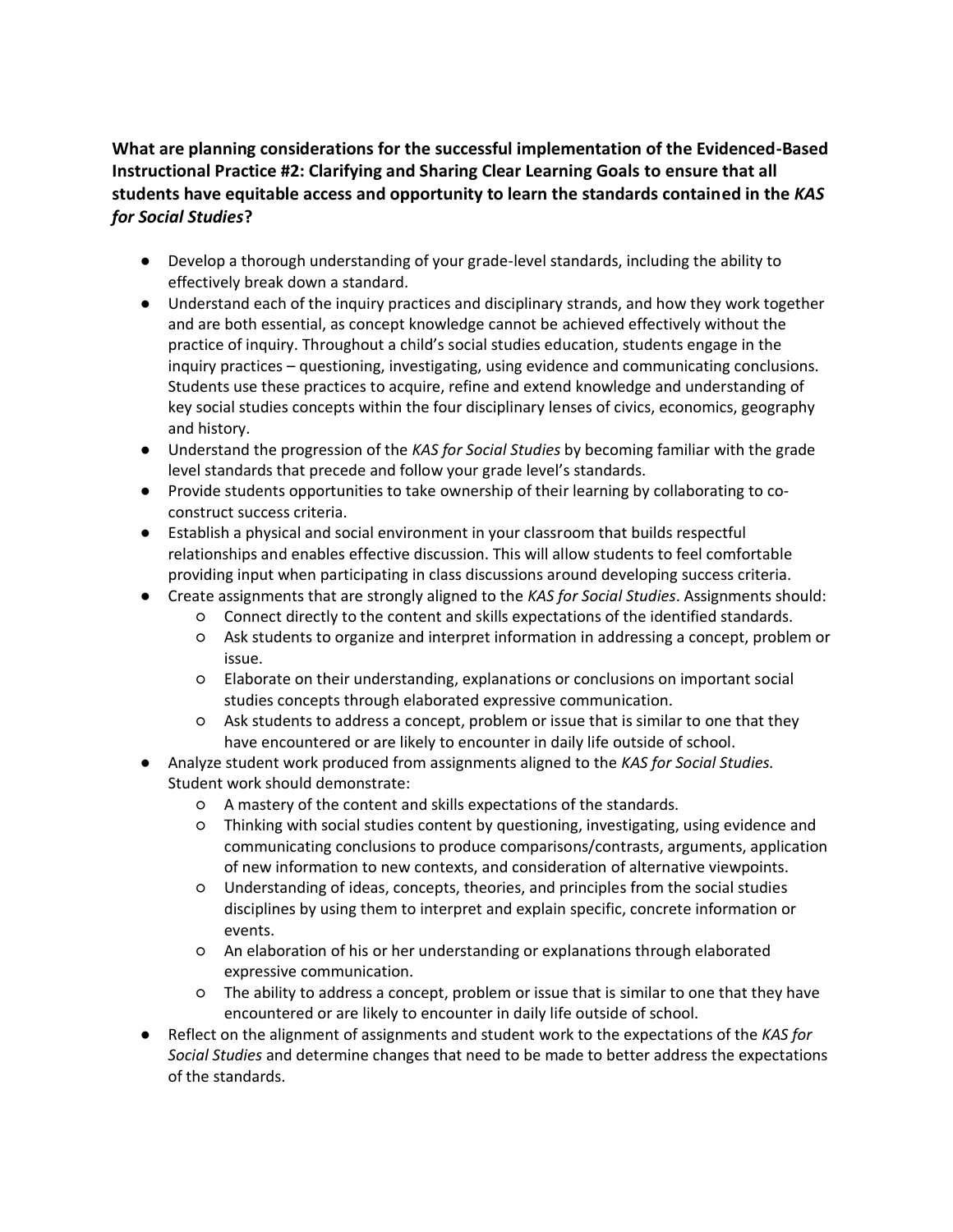**What are planning considerations for the successful implementation of the Evidenced-Based Instructional Practice #2: Clarifying and Sharing Clear Learning Goals to ensure that all students have equitable access and opportunity to learn the standards contained in the *KAS for Social Studies*?**

- Develop a thorough understanding of your grade-level standards, including the ability to effectively break down a standard.
- Understand each of the inquiry practices and disciplinary strands, and how they work together and are both essential, as concept knowledge cannot be achieved effectively without the practice of inquiry. Throughout a child's social studies education, students engage in the inquiry practices – questioning, investigating, using evidence and communicating conclusions. Students use these practices to acquire, refine and extend knowledge and understanding of key social studies concepts within the four disciplinary lenses of civics, economics, geography and history.
- Understand the progression of the *KAS for Social Studies* by becoming familiar with the grade level standards that precede and follow your grade level's standards.
- Provide students opportunities to take ownership of their learning by collaborating to co-construct success criteria.
- Establish a physical and social environment in your classroom that builds respectful relationships and enables effective discussion. This will allow students to feel comfortable providing input when participating in class discussions around developing success criteria.
- Create assignments that are strongly aligned to the *KAS for Social Studies*. Assignments should:
  - Connect directly to the content and skills expectations of the identified standards.
  - Ask students to organize and interpret information in addressing a concept, problem or issue.
  - Elaborate on their understanding, explanations or conclusions on important social studies concepts through elaborated expressive communication.
  - Ask students to address a concept, problem or issue that is similar to one that they have encountered or are likely to encounter in daily life outside of school.
- Analyze student work produced from assignments aligned to the *KAS for Social Studies.* Student work should demonstrate:
  - A mastery of the content and skills expectations of the standards.
  - Thinking with social studies content by questioning, investigating, using evidence and communicating conclusions to produce comparisons/contrasts, arguments, application of new information to new contexts, and consideration of alternative viewpoints.
  - Understanding of ideas, concepts, theories, and principles from the social studies disciplines by using them to interpret and explain specific, concrete information or events.
  - An elaboration of his or her understanding or explanations through elaborated expressive communication.
  - The ability to address a concept, problem or issue that is similar to one that they have encountered or are likely to encounter in daily life outside of school.
- Reflect on the alignment of assignments and student work to the expectations of the *KAS for Social Studies* and determine changes that need to be made to better address the expectations of the standards.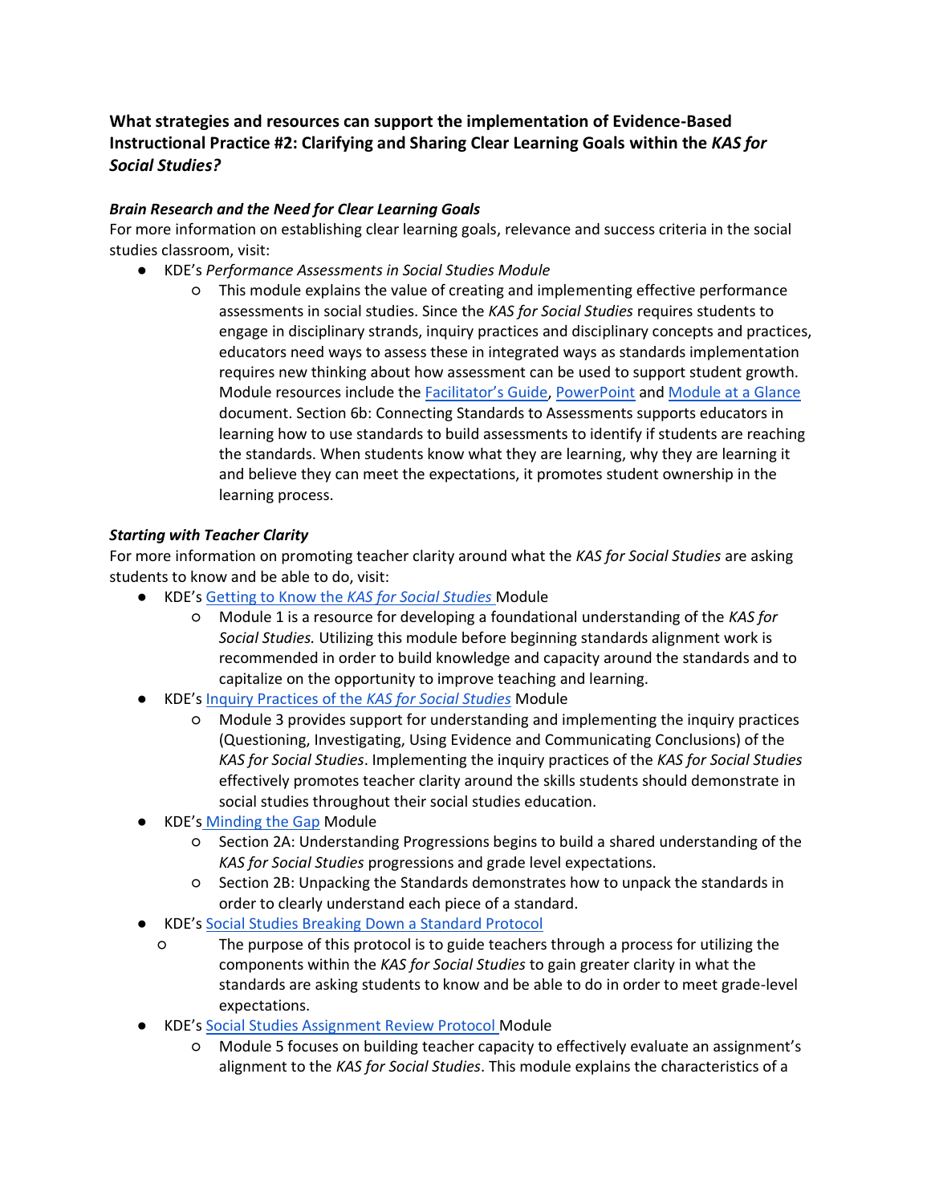### ***What strategies and resources can support the implementation of Evidence-Based Instructional Practice #2: Clarifying and Sharing Clear Learning Goals within the KAS for Social Studies?***

***Brain Research and the Need for Clear Learning Goals***

For more information on establishing clear learning goals, relevance and success criteria in the social studies classroom, visit:

- KDE's *Performance Assessments in Social Studies Module*
    - This module explains the value of creating and implementing effective performance assessments in social studies. Since the *KAS for Social Studies* requires students to engage in disciplinary strands, inquiry practices and disciplinary concepts and practices, educators need ways to assess these in integrated ways as standards implementation requires new thinking about how assessment can be used to support student growth. Module resources include the Facilitator's Guide, PowerPoint and Module at a Glance document. Section 6b: Connecting Standards to Assessments supports educators in learning how to use standards to build assessments to identify if students are reaching the standards. When students know what they are learning, why they are learning it and believe they can meet the expectations, it promotes student ownership in the learning process.

***Starting with Teacher Clarity***

For more information on promoting teacher clarity around what the *KAS for Social Studies* are asking students to know and be able to do, visit:

- KDE's Getting to Know the *KAS for Social Studies* Module
    - Module 1 is a resource for developing a foundational understanding of the *KAS for Social Studies.* Utilizing this module before beginning standards alignment work is recommended in order to build knowledge and capacity around the standards and to capitalize on the opportunity to improve teaching and learning.
- KDE's Inquiry Practices of the *KAS for Social Studies* Module
    - Module 3 provides support for understanding and implementing the inquiry practices (Questioning, Investigating, Using Evidence and Communicating Conclusions) of the *KAS for Social Studies*. Implementing the inquiry practices of the *KAS for Social Studies* effectively promotes teacher clarity around the skills students should demonstrate in social studies throughout their social studies education.
- KDE's Minding the Gap Module
    - Section 2A: Understanding Progressions begins to build a shared understanding of the *KAS for Social Studies* progressions and grade level expectations.
    - Section 2B: Unpacking the Standards demonstrates how to unpack the standards in order to clearly understand each piece of a standard.
- KDE's Social Studies Breaking Down a Standard Protocol
    - The purpose of this protocol is to guide teachers through a process for utilizing the components within the *KAS for Social Studies* to gain greater clarity in what the standards are asking students to know and be able to do in order to meet grade-level expectations.
- KDE's Social Studies Assignment Review Protocol Module
    - Module 5 focuses on building teacher capacity to effectively evaluate an assignment's alignment to the *KAS for Social Studies*. This module explains the characteristics of a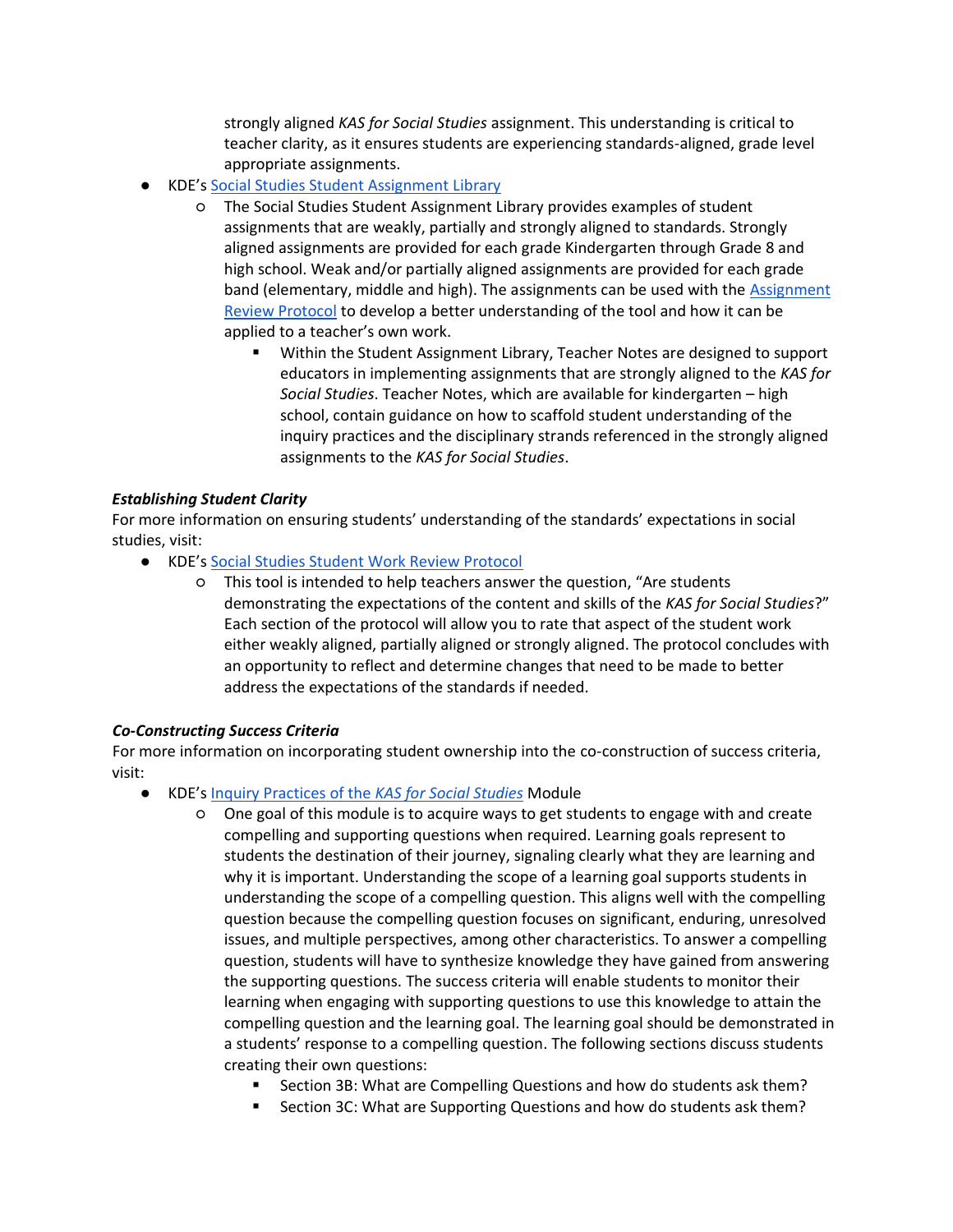strongly aligned *KAS for Social Studies* assignment. This understanding is critical to teacher clarity, as it ensures students are experiencing standards-aligned, grade level appropriate assignments.

- KDE's [Social Studies Student Assignment Library]()
  - The Social Studies Student Assignment Library provides examples of student assignments that are weakly, partially and strongly aligned to standards. Strongly aligned assignments are provided for each grade Kindergarten through Grade 8 and high school. Weak and/or partially aligned assignments are provided for each grade band (elementary, middle and high). The assignments can be used with the [Assignment Review Protocol]() to develop a better understanding of the tool and how it can be applied to a teacher's own work.
    - Within the Student Assignment Library, Teacher Notes are designed to support educators in implementing assignments that are strongly aligned to the *KAS for Social Studies*. Teacher Notes, which are available for kindergarten – high school, contain guidance on how to scaffold student understanding of the inquiry practices and the disciplinary strands referenced in the strongly aligned assignments to the *KAS for Social Studies*.

***Establishing Student Clarity***

For more information on ensuring students' understanding of the standards' expectations in social studies, visit:

- KDE's [Social Studies Student Work Review Protocol]()
  - This tool is intended to help teachers answer the question, "Are students demonstrating the expectations of the content and skills of the *KAS for Social Studies*?" Each section of the protocol will allow you to rate that aspect of the student work either weakly aligned, partially aligned or strongly aligned. The protocol concludes with an opportunity to reflect and determine changes that need to be made to better address the expectations of the standards if needed.

***Co-Constructing Success Criteria***

For more information on incorporating student ownership into the co-construction of success criteria, visit:

- KDE's [Inquiry Practices of the *KAS for Social Studies*]() Module
  - One goal of this module is to acquire ways to get students to engage with and create compelling and supporting questions when required. Learning goals represent to students the destination of their journey, signaling clearly what they are learning and why it is important. Understanding the scope of a learning goal supports students in understanding the scope of a compelling question. This aligns well with the compelling question because the compelling question focuses on significant, enduring, unresolved issues, and multiple perspectives, among other characteristics. To answer a compelling question, students will have to synthesize knowledge they have gained from answering the supporting questions. The success criteria will enable students to monitor their learning when engaging with supporting questions to use this knowledge to attain the compelling question and the learning goal. The learning goal should be demonstrated in a students' response to a compelling question. The following sections discuss students creating their own questions:
    - Section 3B: What are Compelling Questions and how do students ask them?
    - Section 3C: What are Supporting Questions and how do students ask them?